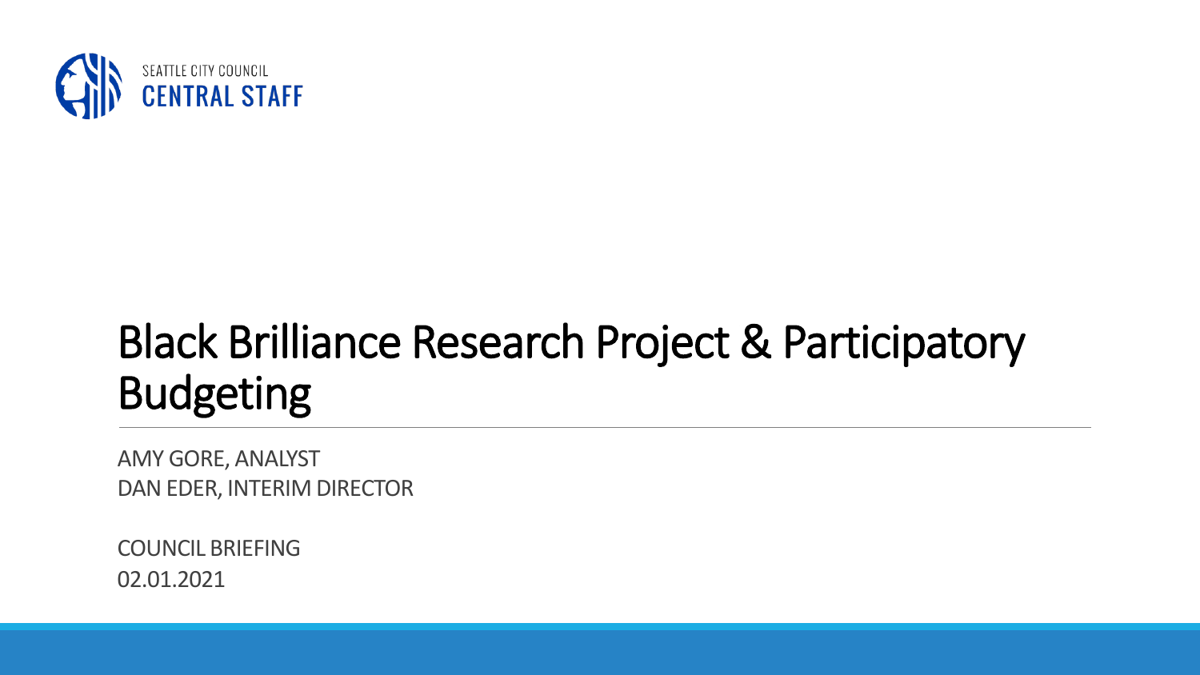SEATTLE CITY COUNCIL
CENTRAL STAFF

# Black Brilliance Research Project & Participatory Budgeting

AMY GORE, ANALYST
DAN EDER, INTERIM DIRECTOR

COUNCIL BRIEFING
02.01.2021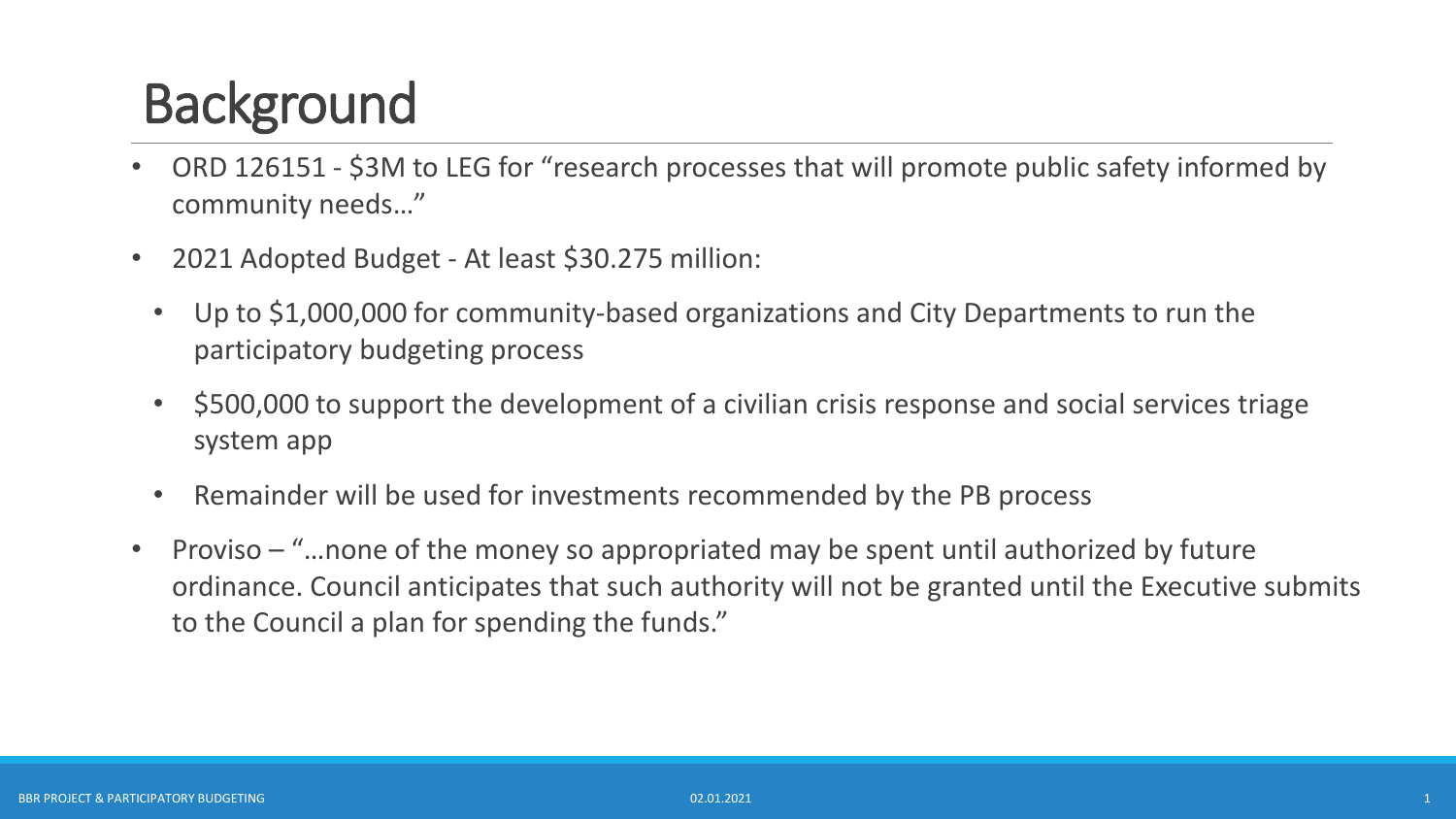# Background

- ORD 126151 - $3M to LEG for "research processes that will promote public safety informed by community needs…"
- 2021 Adopted Budget - At least $30.275 million:
  - Up to $1,000,000 for community-based organizations and City Departments to run the participatory budgeting process
  - $500,000 to support the development of a civilian crisis response and social services triage system app
  - Remainder will be used for investments recommended by the PB process
- Proviso – "…none of the money so appropriated may be spent until authorized by future ordinance. Council anticipates that such authority will not be granted until the Executive submits to the Council a plan for spending the funds."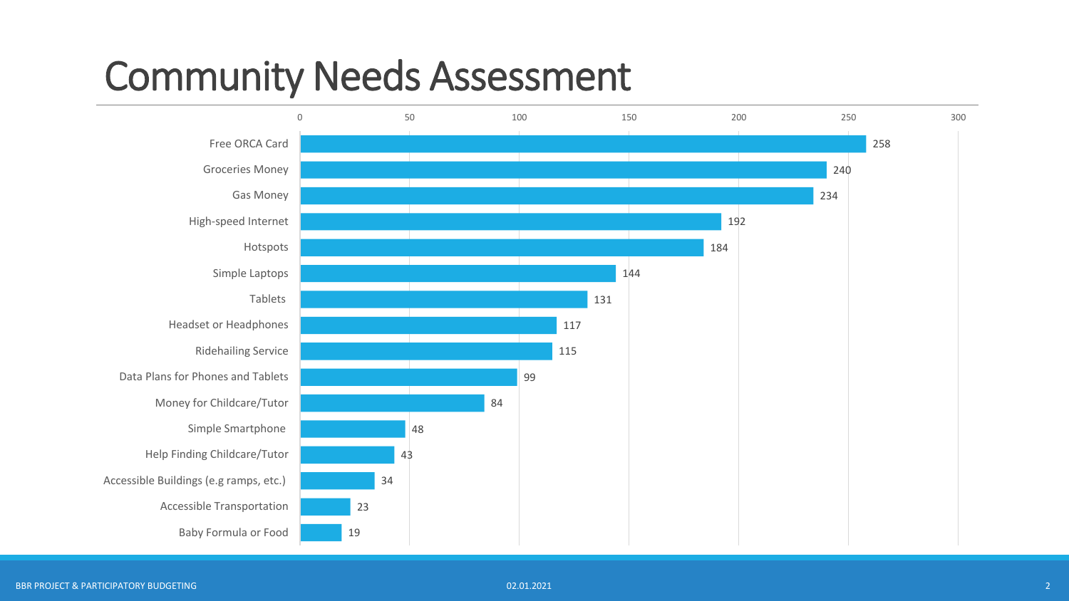# Community Needs Assessment

| Need | Count |
|---|---|
| Free ORCA Card | 258 |
| Groceries Money | 240 |
| Gas Money | 234 |
| High-speed Internet | 192 |
| Hotspots | 184 |
| Simple Laptops | 144 |
| Tablets | 131 |
| Headset or Headphones | 117 |
| Ridehailing Service | 115 |
| Data Plans for Phones and Tablets | 99 |
| Money for Childcare/Tutor | 84 |
| Simple Smartphone | 48 |
| Help Finding Childcare/Tutor | 43 |
| Accessible Buildings (e.g ramps, etc.) | 34 |
| Accessible Transportation | 23 |
| Baby Formula or Food | 19 |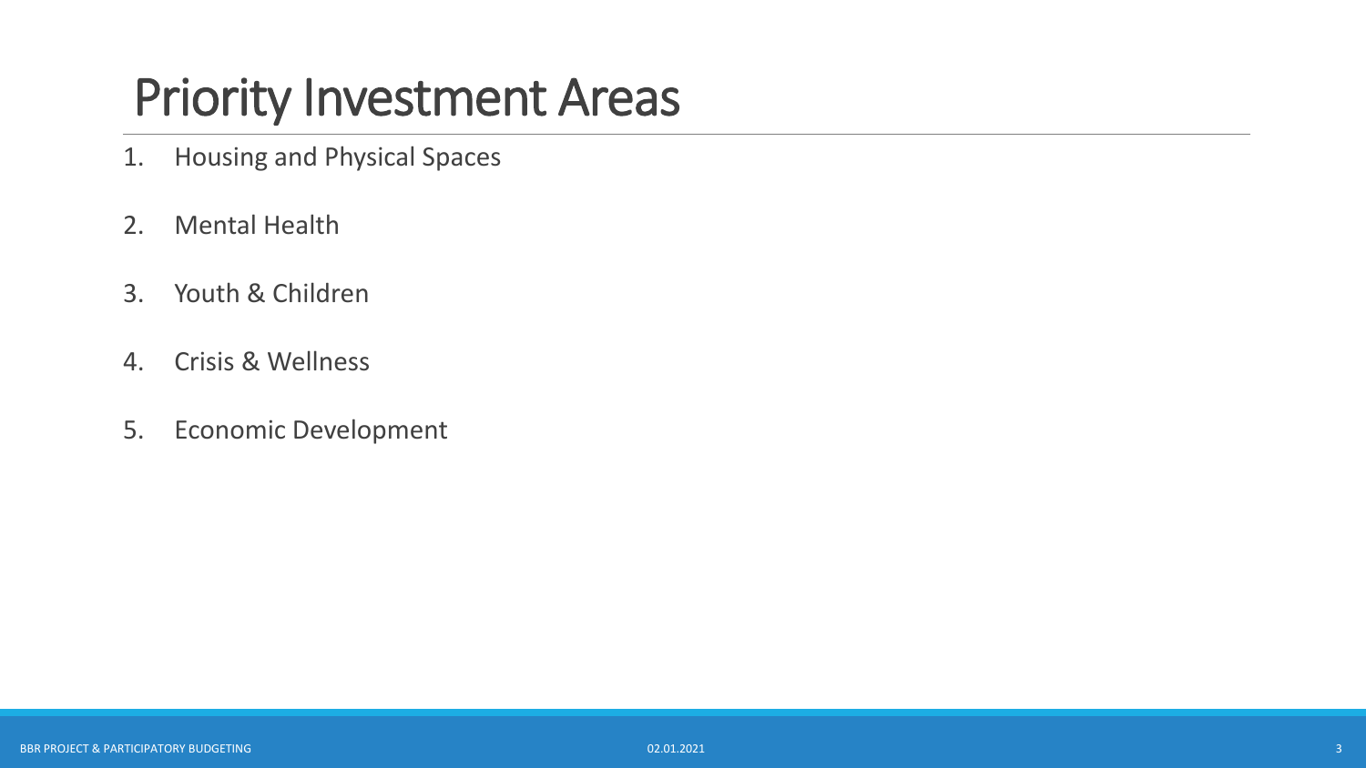# Priority Investment Areas

1. Housing and Physical Spaces
2. Mental Health
3. Youth & Children
4. Crisis & Wellness
5. Economic Development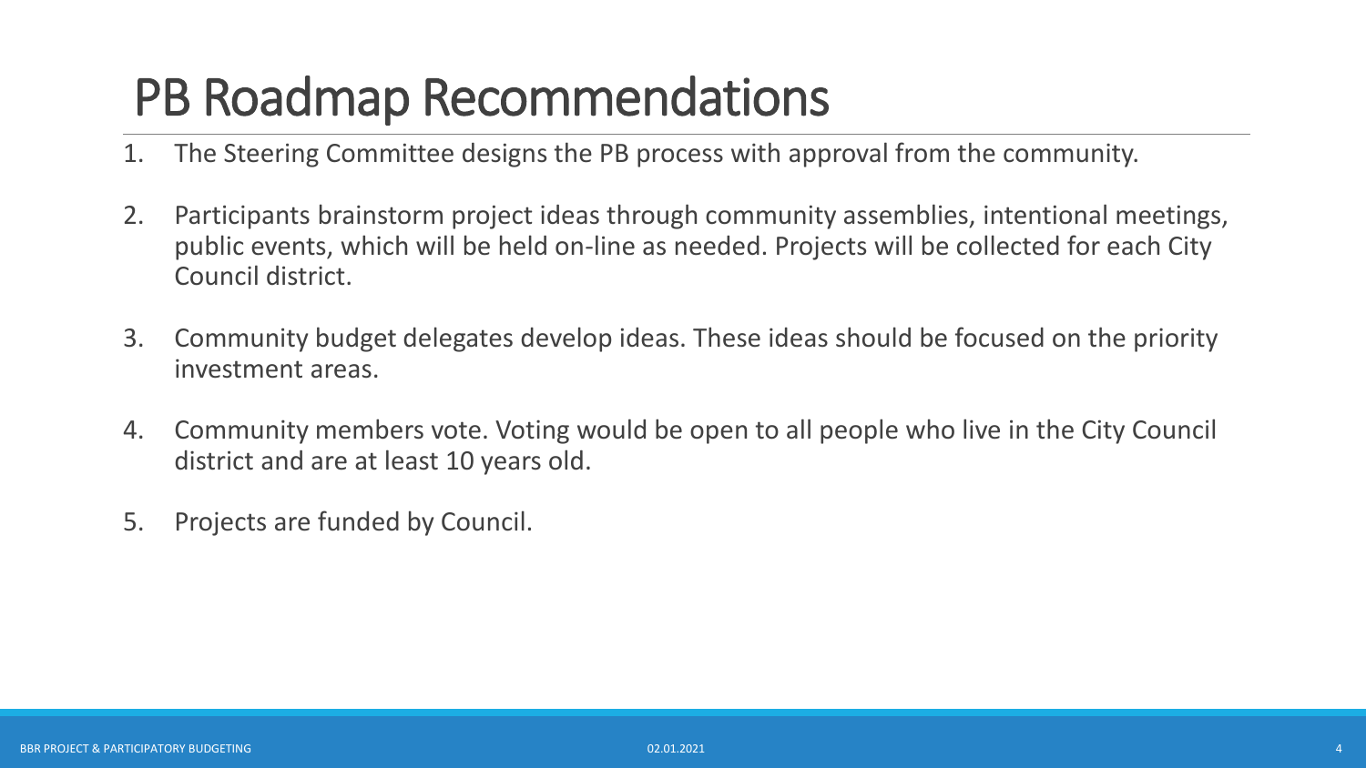# PB Roadmap Recommendations

1. The Steering Committee designs the PB process with approval from the community.
2. Participants brainstorm project ideas through community assemblies, intentional meetings, public events, which will be held on-line as needed. Projects will be collected for each City Council district.
3. Community budget delegates develop ideas. These ideas should be focused on the priority investment areas.
4. Community members vote. Voting would be open to all people who live in the City Council district and are at least 10 years old.
5. Projects are funded by Council.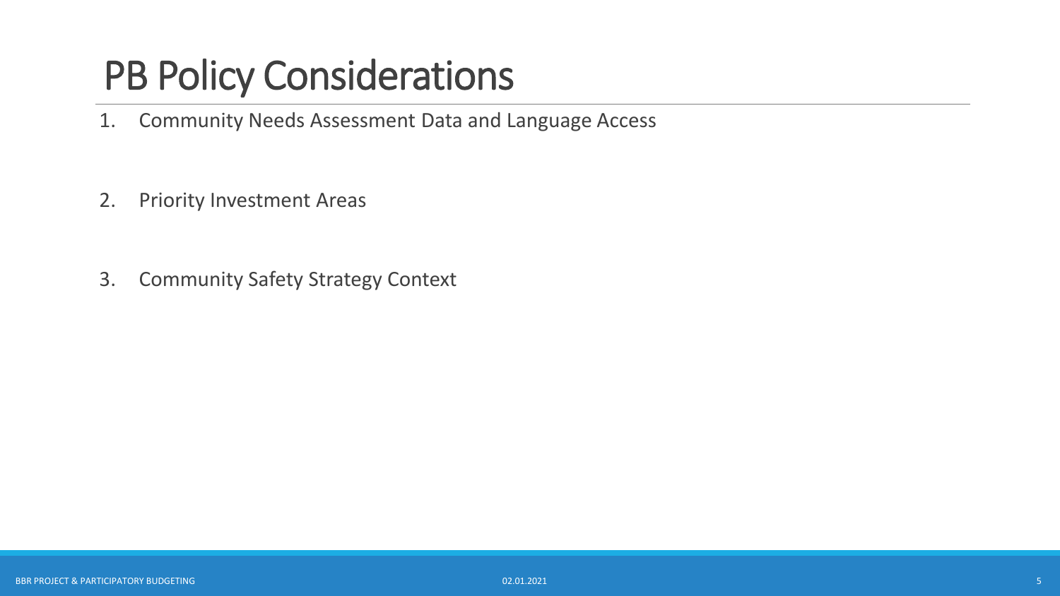# PB Policy Considerations

1. Community Needs Assessment Data and Language Access

2. Priority Investment Areas

3. Community Safety Strategy Context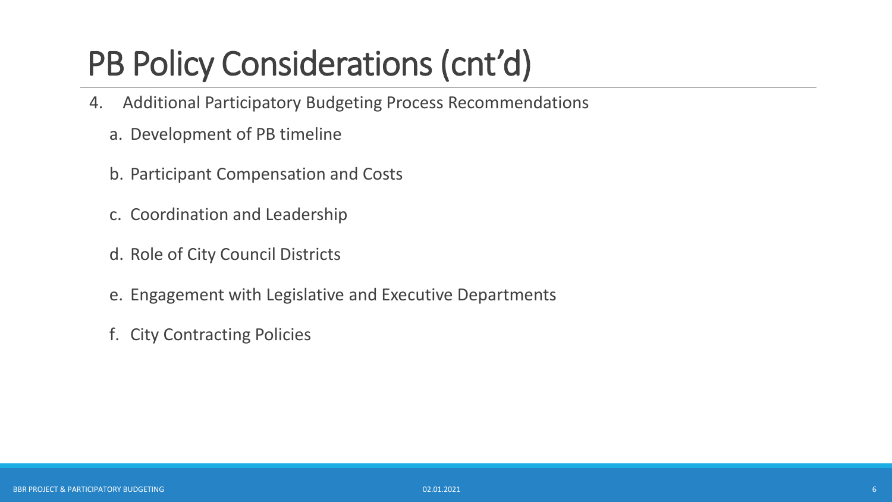# PB Policy Considerations (cnt'd)

4. Additional Participatory Budgeting Process Recommendations
   a. Development of PB timeline
   b. Participant Compensation and Costs
   c. Coordination and Leadership
   d. Role of City Council Districts
   e. Engagement with Legislative and Executive Departments
   f. City Contracting Policies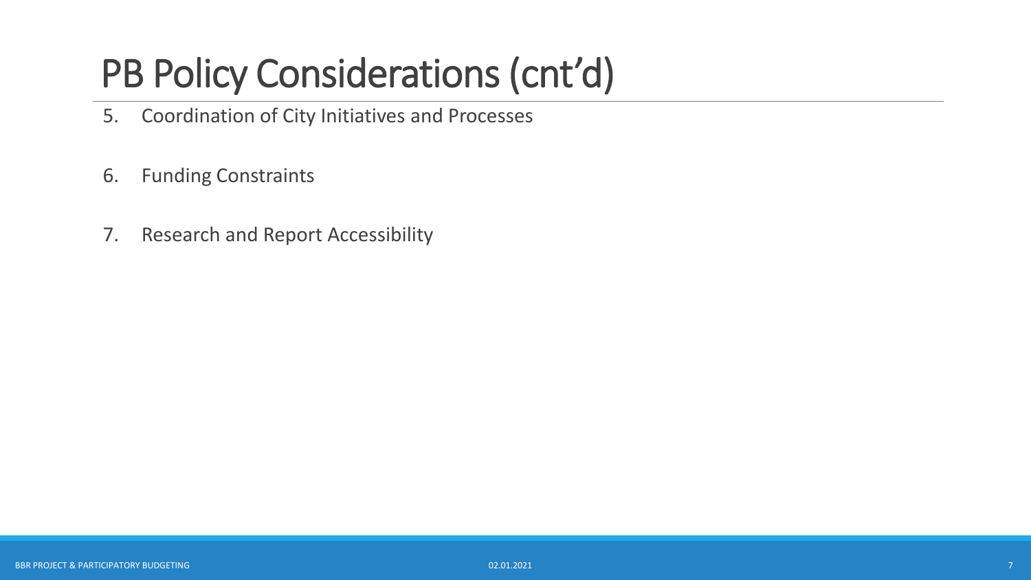# PB Policy Considerations (cnt'd)

5. Coordination of City Initiatives and Processes
6. Funding Constraints
7. Research and Report Accessibility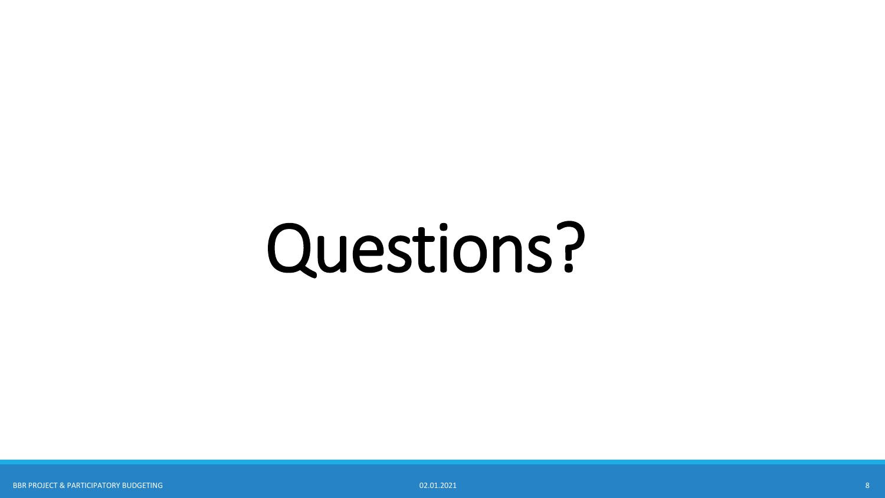# Questions?